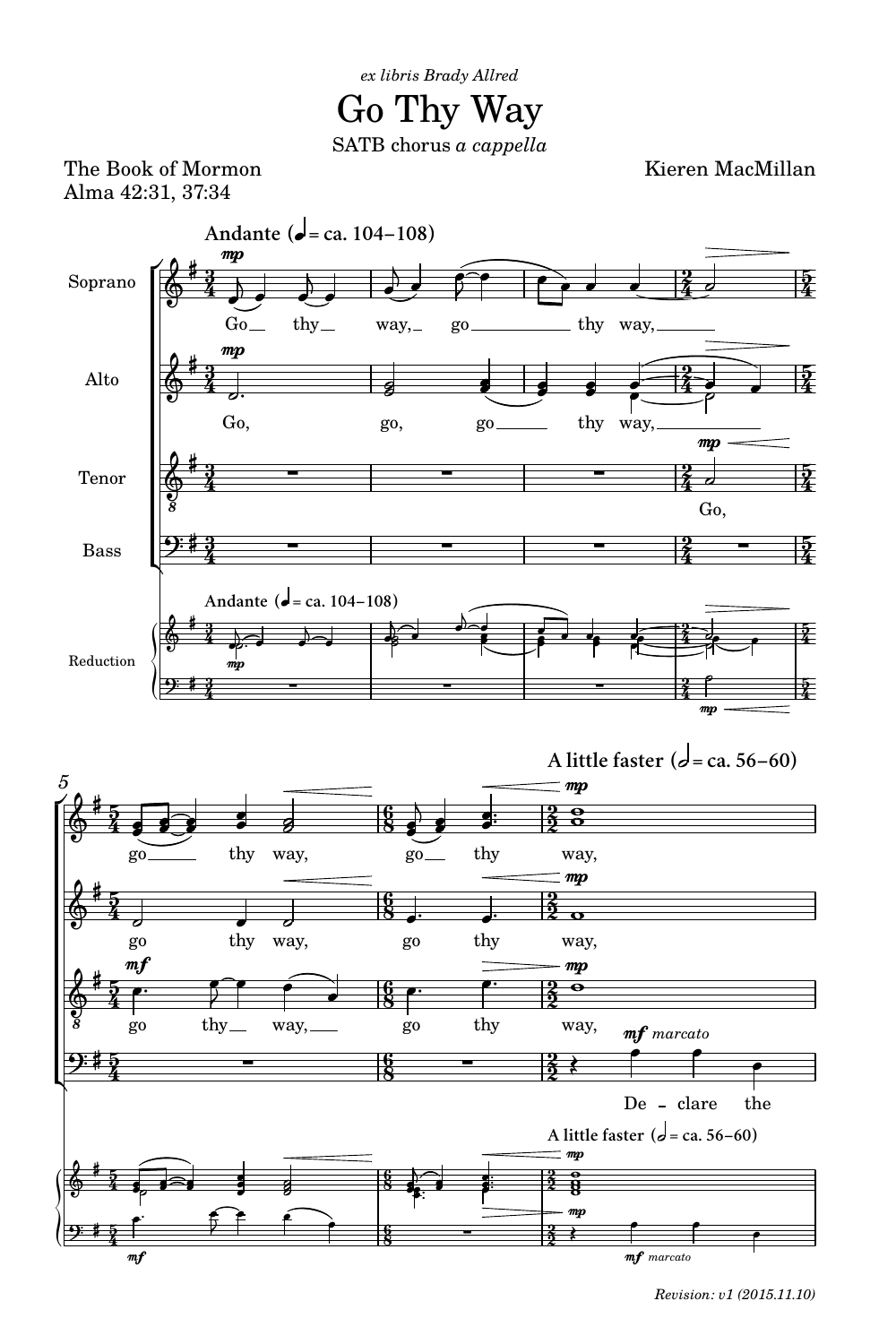*ex libris Brady Allred*

# Go Thy Way

SATB chorus *a cappella*

The Book of Mormon
Alma 42:31, 37:34

Kieren MacMillan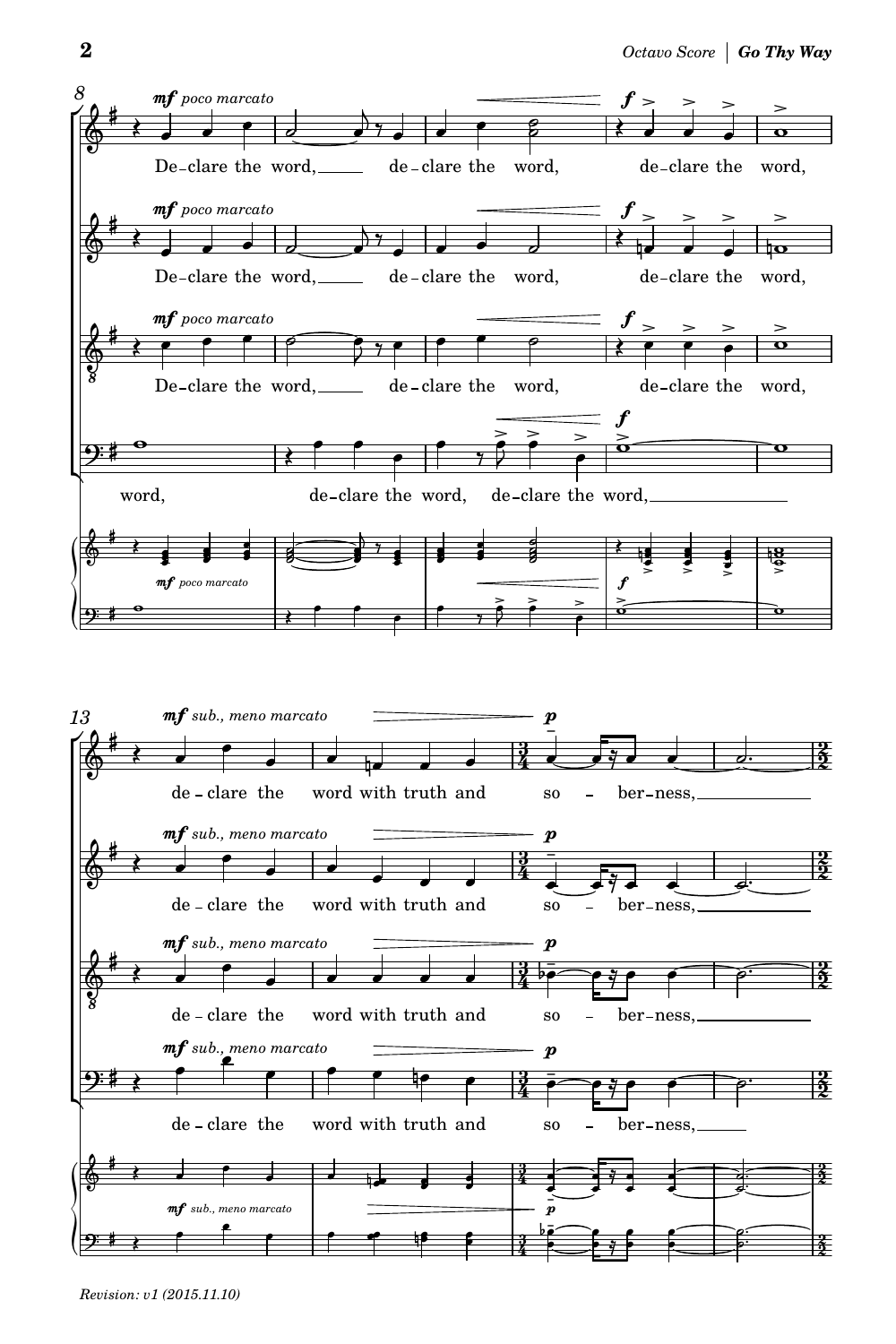8

*mf poco marcato*

De-clare the word, de-clare the word, de-clare the word,

*f*

word, de-clare the word, de-clare the word,

13

*mf sub., meno marcato*

de-clare the word with truth and so - ber-ness,

*p*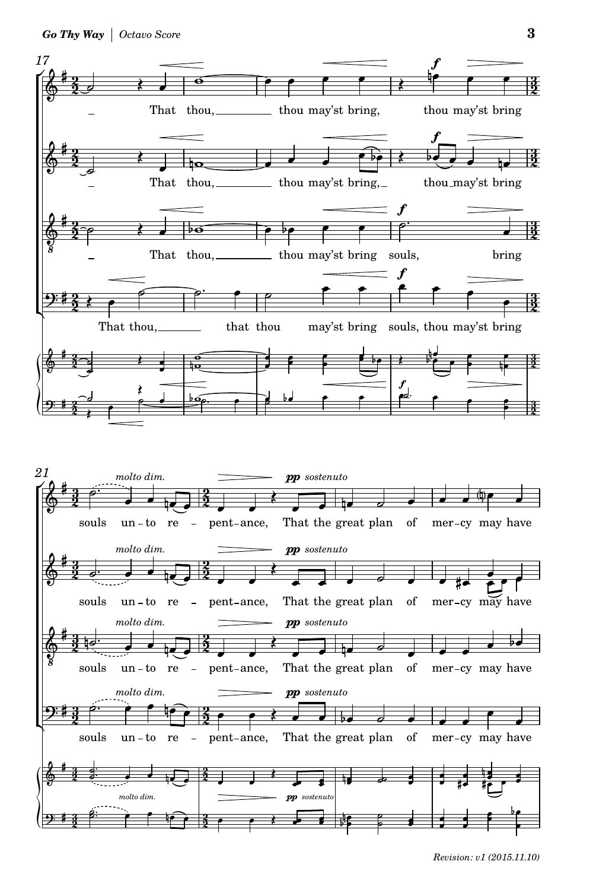17

That thou, thou may'st bring, thou may'st bring

That thou, thou may'st bring, thou may'st bring

That thou, thou may'st bring souls, bring

That thou, that thou may'st bring souls, thou may'st bring

21

*molto dim.* *pp sostenuto*

souls un-to re-pent-ance, That the great plan of mer-cy may have

souls un-to re-pent-ance, That the great plan of mer-cy may have

souls un-to re-pent-ance, That the great plan of mer-cy may have

souls un-to re-pent-ance, That the great plan of mer-cy may have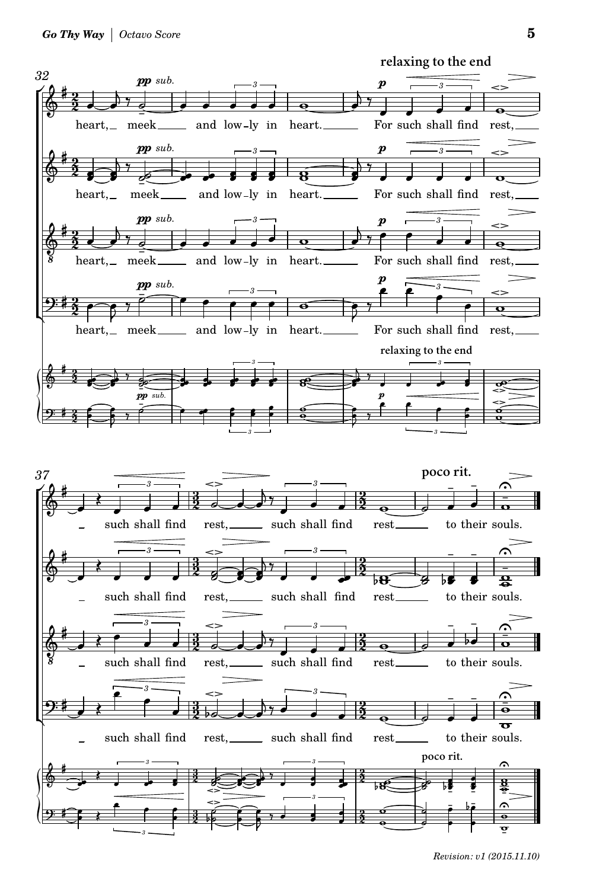relaxing to the end

32

heart, meek and low-ly in heart. For such shall find rest,

37

poco rit.

such shall find rest, such shall find rest to their souls.